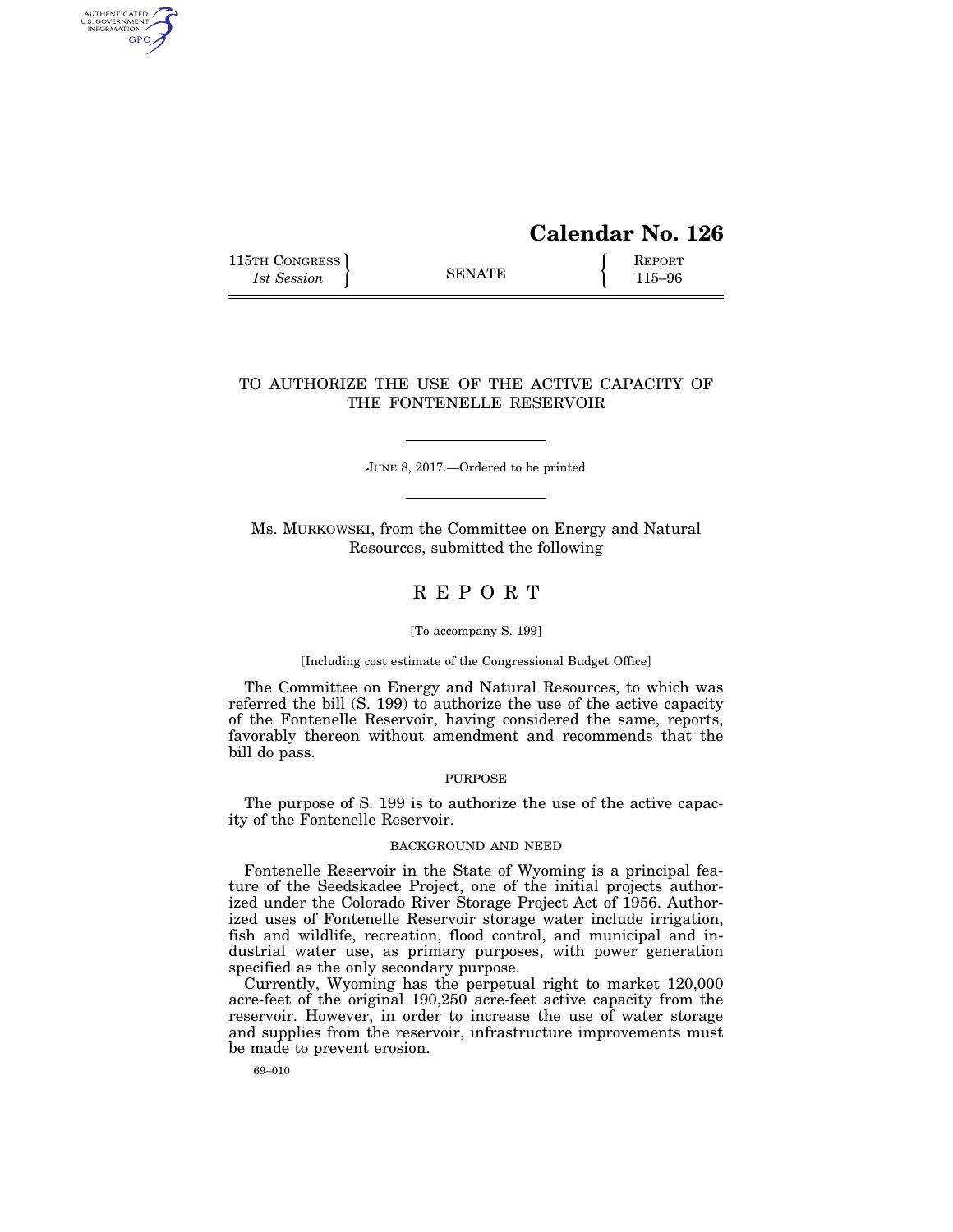# Calendar No. 126

115TH CONGRESS
*1st Session*

SENATE

REPORT
115–96

## TO AUTHORIZE THE USE OF THE ACTIVE CAPACITY OF THE FONTENELLE RESERVOIR

JUNE 8, 2017.—Ordered to be printed

Ms. MURKOWSKI, from the Committee on Energy and Natural Resources, submitted the following

## R E P O R T

[To accompany S. 199]

[Including cost estimate of the Congressional Budget Office]

The Committee on Energy and Natural Resources, to which was referred the bill (S. 199) to authorize the use of the active capacity of the Fontenelle Reservoir, having considered the same, reports, favorably thereon without amendment and recommends that the bill do pass.

### PURPOSE

The purpose of S. 199 is to authorize the use of the active capacity of the Fontenelle Reservoir.

### BACKGROUND AND NEED

Fontenelle Reservoir in the State of Wyoming is a principal feature of the Seedskadee Project, one of the initial projects authorized under the Colorado River Storage Project Act of 1956. Authorized uses of Fontenelle Reservoir storage water include irrigation, fish and wildlife, recreation, flood control, and municipal and industrial water use, as primary purposes, with power generation specified as the only secondary purpose.

Currently, Wyoming has the perpetual right to market 120,000 acre-feet of the original 190,250 acre-feet active capacity from the reservoir. However, in order to increase the use of water storage and supplies from the reservoir, infrastructure improvements must be made to prevent erosion.

69–010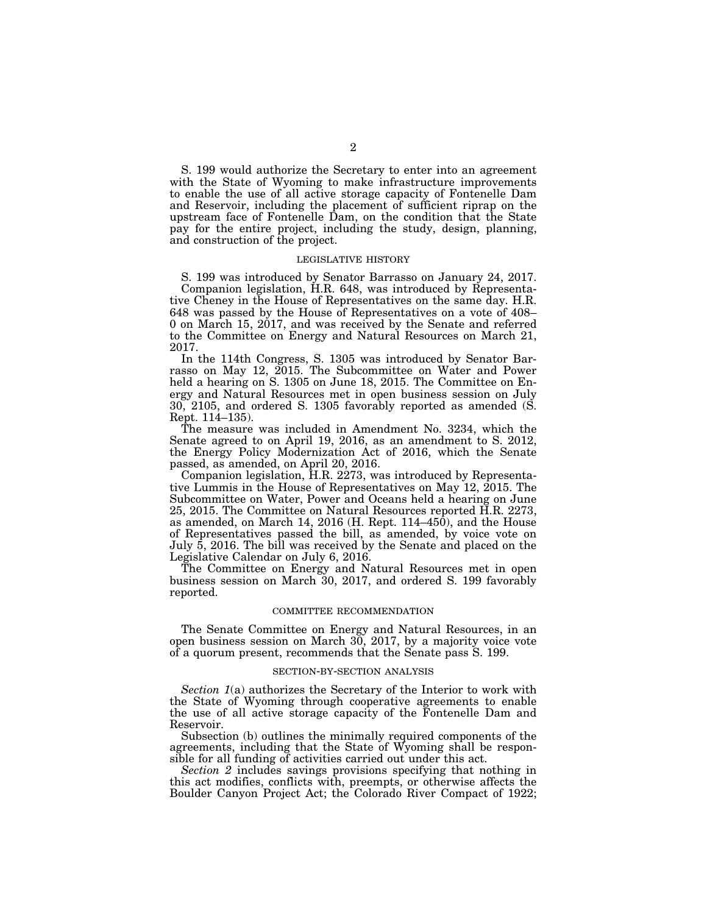S. 199 would authorize the Secretary to enter into an agreement with the State of Wyoming to make infrastructure improvements to enable the use of all active storage capacity of Fontenelle Dam and Reservoir, including the placement of sufficient riprap on the upstream face of Fontenelle Dam, on the condition that the State pay for the entire project, including the study, design, planning, and construction of the project.

## LEGISLATIVE HISTORY

S. 199 was introduced by Senator Barrasso on January 24, 2017.

Companion legislation, H.R. 648, was introduced by Representative Cheney in the House of Representatives on the same day. H.R. 648 was passed by the House of Representatives on a vote of 408–0 on March 15, 2017, and was received by the Senate and referred to the Committee on Energy and Natural Resources on March 21, 2017.

In the 114th Congress, S. 1305 was introduced by Senator Barrasso on May 12, 2015. The Subcommittee on Water and Power held a hearing on S. 1305 on June 18, 2015. The Committee on Energy and Natural Resources met in open business session on July 30, 2105, and ordered S. 1305 favorably reported as amended (S. Rept. 114–135).

The measure was included in Amendment No. 3234, which the Senate agreed to on April 19, 2016, as an amendment to S. 2012, the Energy Policy Modernization Act of 2016, which the Senate passed, as amended, on April 20, 2016.

Companion legislation, H.R. 2273, was introduced by Representative Lummis in the House of Representatives on May 12, 2015. The Subcommittee on Water, Power and Oceans held a hearing on June 25, 2015. The Committee on Natural Resources reported H.R. 2273, as amended, on March 14, 2016 (H. Rept. 114–450), and the House of Representatives passed the bill, as amended, by voice vote on July 5, 2016. The bill was received by the Senate and placed on the Legislative Calendar on July 6, 2016.

The Committee on Energy and Natural Resources met in open business session on March 30, 2017, and ordered S. 199 favorably reported.

## COMMITTEE RECOMMENDATION

The Senate Committee on Energy and Natural Resources, in an open business session on March 30, 2017, by a majority voice vote of a quorum present, recommends that the Senate pass S. 199.

## SECTION-BY-SECTION ANALYSIS

*Section 1*(a) authorizes the Secretary of the Interior to work with the State of Wyoming through cooperative agreements to enable the use of all active storage capacity of the Fontenelle Dam and Reservoir.

Subsection (b) outlines the minimally required components of the agreements, including that the State of Wyoming shall be responsible for all funding of activities carried out under this act.

*Section 2* includes savings provisions specifying that nothing in this act modifies, conflicts with, preempts, or otherwise affects the Boulder Canyon Project Act; the Colorado River Compact of 1922;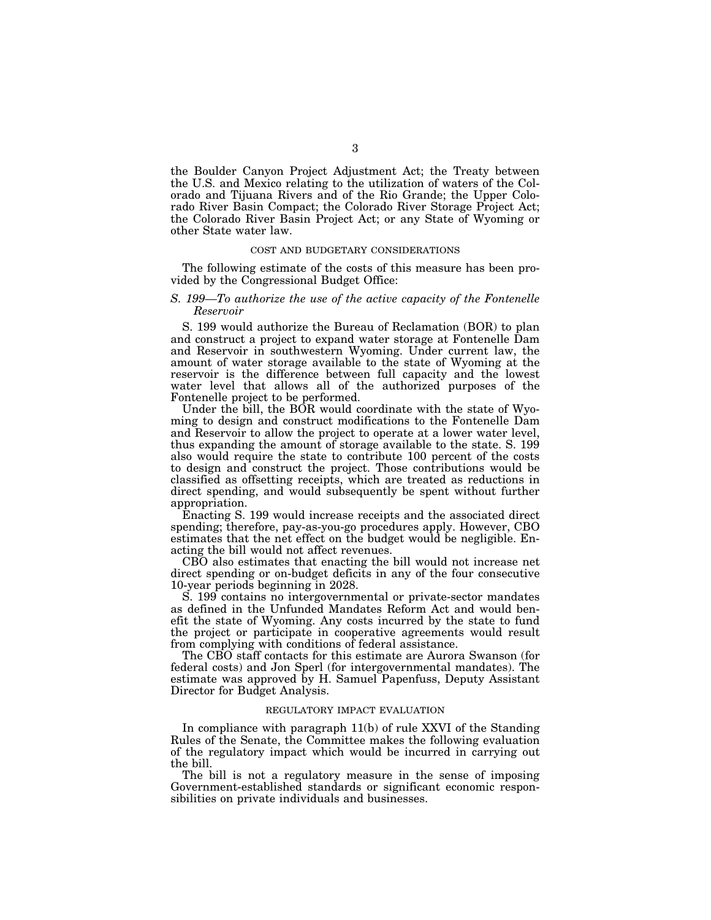the Boulder Canyon Project Adjustment Act; the Treaty between the U.S. and Mexico relating to the utilization of waters of the Colorado and Tijuana Rivers and of the Rio Grande; the Upper Colorado River Basin Compact; the Colorado River Storage Project Act; the Colorado River Basin Project Act; or any State of Wyoming or other State water law.

## COST AND BUDGETARY CONSIDERATIONS

The following estimate of the costs of this measure has been provided by the Congressional Budget Office:

*S. 199—To authorize the use of the active capacity of the Fontenelle Reservoir*

S. 199 would authorize the Bureau of Reclamation (BOR) to plan and construct a project to expand water storage at Fontenelle Dam and Reservoir in southwestern Wyoming. Under current law, the amount of water storage available to the state of Wyoming at the reservoir is the difference between full capacity and the lowest water level that allows all of the authorized purposes of the Fontenelle project to be performed.

Under the bill, the BOR would coordinate with the state of Wyoming to design and construct modifications to the Fontenelle Dam and Reservoir to allow the project to operate at a lower water level, thus expanding the amount of storage available to the state. S. 199 also would require the state to contribute 100 percent of the costs to design and construct the project. Those contributions would be classified as offsetting receipts, which are treated as reductions in direct spending, and would subsequently be spent without further appropriation.

Enacting S. 199 would increase receipts and the associated direct spending; therefore, pay-as-you-go procedures apply. However, CBO estimates that the net effect on the budget would be negligible. Enacting the bill would not affect revenues.

CBO also estimates that enacting the bill would not increase net direct spending or on-budget deficits in any of the four consecutive 10-year periods beginning in 2028.

S. 199 contains no intergovernmental or private-sector mandates as defined in the Unfunded Mandates Reform Act and would benefit the state of Wyoming. Any costs incurred by the state to fund the project or participate in cooperative agreements would result from complying with conditions of federal assistance.

The CBO staff contacts for this estimate are Aurora Swanson (for federal costs) and Jon Sperl (for intergovernmental mandates). The estimate was approved by H. Samuel Papenfuss, Deputy Assistant Director for Budget Analysis.

## REGULATORY IMPACT EVALUATION

In compliance with paragraph 11(b) of rule XXVI of the Standing Rules of the Senate, the Committee makes the following evaluation of the regulatory impact which would be incurred in carrying out the bill.

The bill is not a regulatory measure in the sense of imposing Government-established standards or significant economic responsibilities on private individuals and businesses.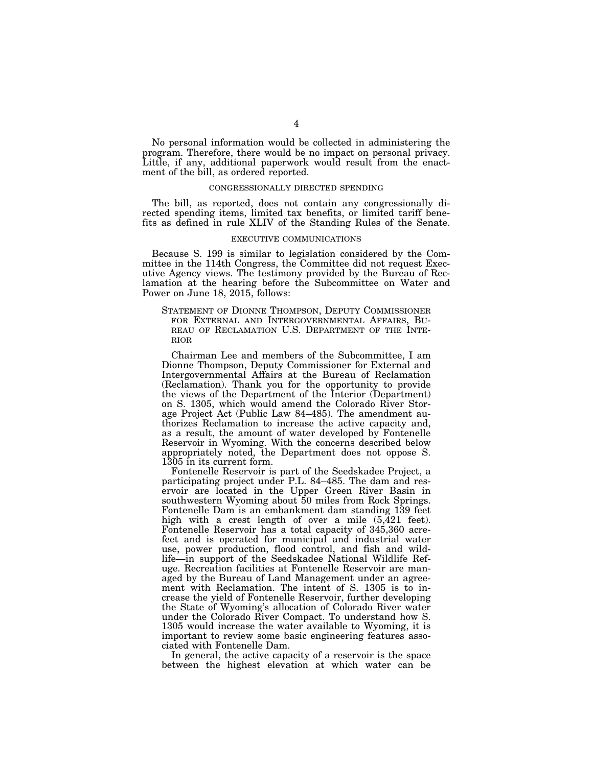No personal information would be collected in administering the program. Therefore, there would be no impact on personal privacy. Little, if any, additional paperwork would result from the enactment of the bill, as ordered reported.

## CONGRESSIONALLY DIRECTED SPENDING

The bill, as reported, does not contain any congressionally directed spending items, limited tax benefits, or limited tariff benefits as defined in rule XLIV of the Standing Rules of the Senate.

## EXECUTIVE COMMUNICATIONS

Because S. 199 is similar to legislation considered by the Committee in the 114th Congress, the Committee did not request Executive Agency views. The testimony provided by the Bureau of Reclamation at the hearing before the Subcommittee on Water and Power on June 18, 2015, follows:

> STATEMENT OF DIONNE THOMPSON, DEPUTY COMMISSIONER FOR EXTERNAL AND INTERGOVERNMENTAL AFFAIRS, BUREAU OF RECLAMATION U.S. DEPARTMENT OF THE INTERIOR
>
> Chairman Lee and members of the Subcommittee, I am Dionne Thompson, Deputy Commissioner for External and Intergovernmental Affairs at the Bureau of Reclamation (Reclamation). Thank you for the opportunity to provide the views of the Department of the Interior (Department) on S. 1305, which would amend the Colorado River Storage Project Act (Public Law 84–485). The amendment authorizes Reclamation to increase the active capacity and, as a result, the amount of water developed by Fontenelle Reservoir in Wyoming. With the concerns described below appropriately noted, the Department does not oppose S. 1305 in its current form.
>
> Fontenelle Reservoir is part of the Seedskadee Project, a participating project under P.L. 84–485. The dam and reservoir are located in the Upper Green River Basin in southwestern Wyoming about 50 miles from Rock Springs. Fontenelle Dam is an embankment dam standing 139 feet high with a crest length of over a mile (5,421 feet). Fontenelle Reservoir has a total capacity of 345,360 acre-feet and is operated for municipal and industrial water use, power production, flood control, and fish and wildlife—in support of the Seedskadee National Wildlife Refuge. Recreation facilities at Fontenelle Reservoir are managed by the Bureau of Land Management under an agreement with Reclamation. The intent of S. 1305 is to increase the yield of Fontenelle Reservoir, further developing the State of Wyoming's allocation of Colorado River water under the Colorado River Compact. To understand how S. 1305 would increase the water available to Wyoming, it is important to review some basic engineering features associated with Fontenelle Dam.
>
> In general, the active capacity of a reservoir is the space between the highest elevation at which water can be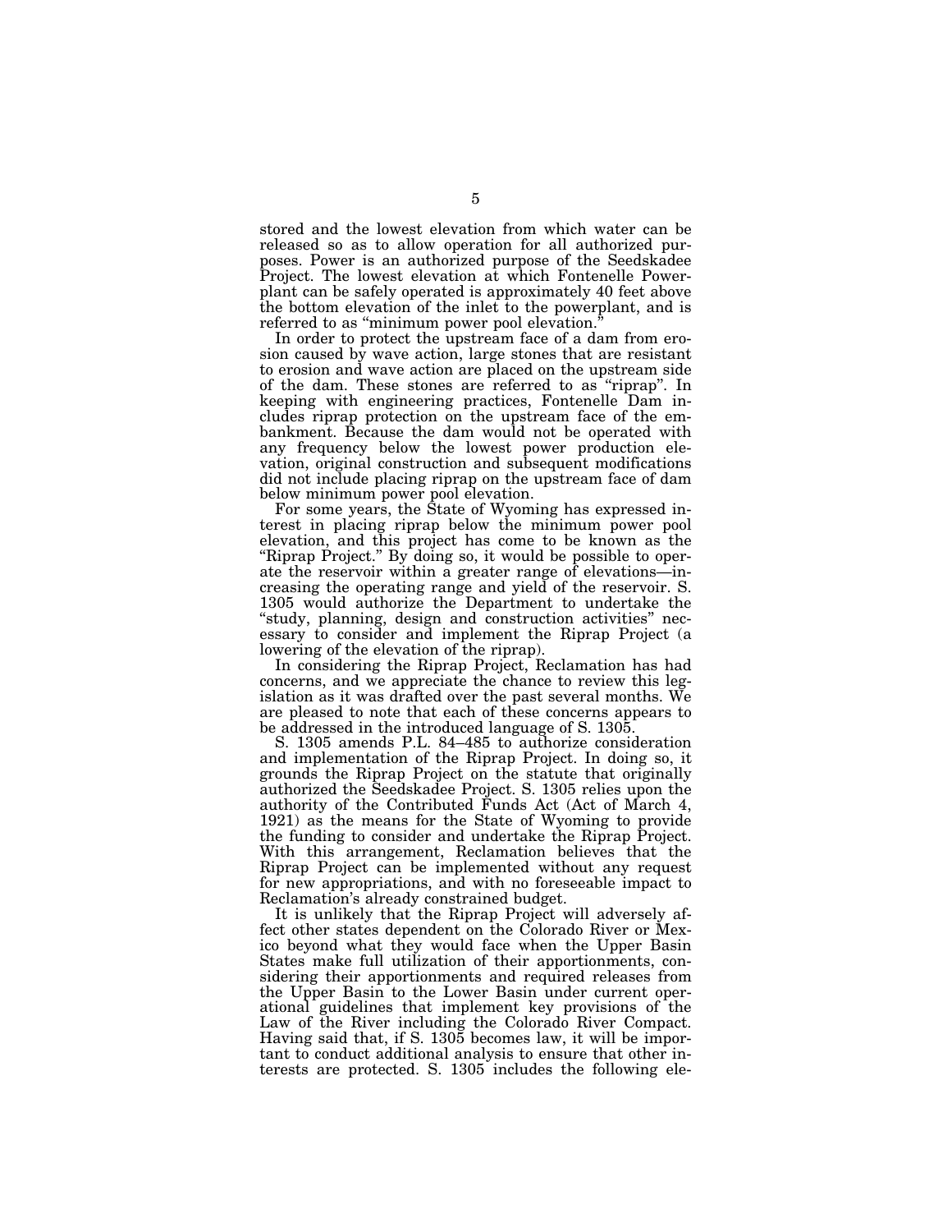stored and the lowest elevation from which water can be released so as to allow operation for all authorized purposes. Power is an authorized purpose of the Seedskadee Project. The lowest elevation at which Fontenelle Powerplant can be safely operated is approximately 40 feet above the bottom elevation of the inlet to the powerplant, and is referred to as "minimum power pool elevation."

In order to protect the upstream face of a dam from erosion caused by wave action, large stones that are resistant to erosion and wave action are placed on the upstream side of the dam. These stones are referred to as "riprap". In keeping with engineering practices, Fontenelle Dam includes riprap protection on the upstream face of the embankment. Because the dam would not be operated with any frequency below the lowest power production elevation, original construction and subsequent modifications did not include placing riprap on the upstream face of dam below minimum power pool elevation.

For some years, the State of Wyoming has expressed interest in placing riprap below the minimum power pool elevation, and this project has come to be known as the "Riprap Project." By doing so, it would be possible to operate the reservoir within a greater range of elevations—increasing the operating range and yield of the reservoir. S. 1305 would authorize the Department to undertake the "study, planning, design and construction activities" necessary to consider and implement the Riprap Project (a lowering of the elevation of the riprap).

In considering the Riprap Project, Reclamation has had concerns, and we appreciate the chance to review this legislation as it was drafted over the past several months. We are pleased to note that each of these concerns appears to be addressed in the introduced language of S. 1305.

S. 1305 amends P.L. 84–485 to authorize consideration and implementation of the Riprap Project. In doing so, it grounds the Riprap Project on the statute that originally authorized the Seedskadee Project. S. 1305 relies upon the authority of the Contributed Funds Act (Act of March 4, 1921) as the means for the State of Wyoming to provide the funding to consider and undertake the Riprap Project. With this arrangement, Reclamation believes that the Riprap Project can be implemented without any request for new appropriations, and with no foreseeable impact to Reclamation's already constrained budget.

It is unlikely that the Riprap Project will adversely affect other states dependent on the Colorado River or Mexico beyond what they would face when the Upper Basin States make full utilization of their apportionments, considering their apportionments and required releases from the Upper Basin to the Lower Basin under current operational guidelines that implement key provisions of the Law of the River including the Colorado River Compact. Having said that, if S. 1305 becomes law, it will be important to conduct additional analysis to ensure that other interests are protected. S. 1305 includes the following ele-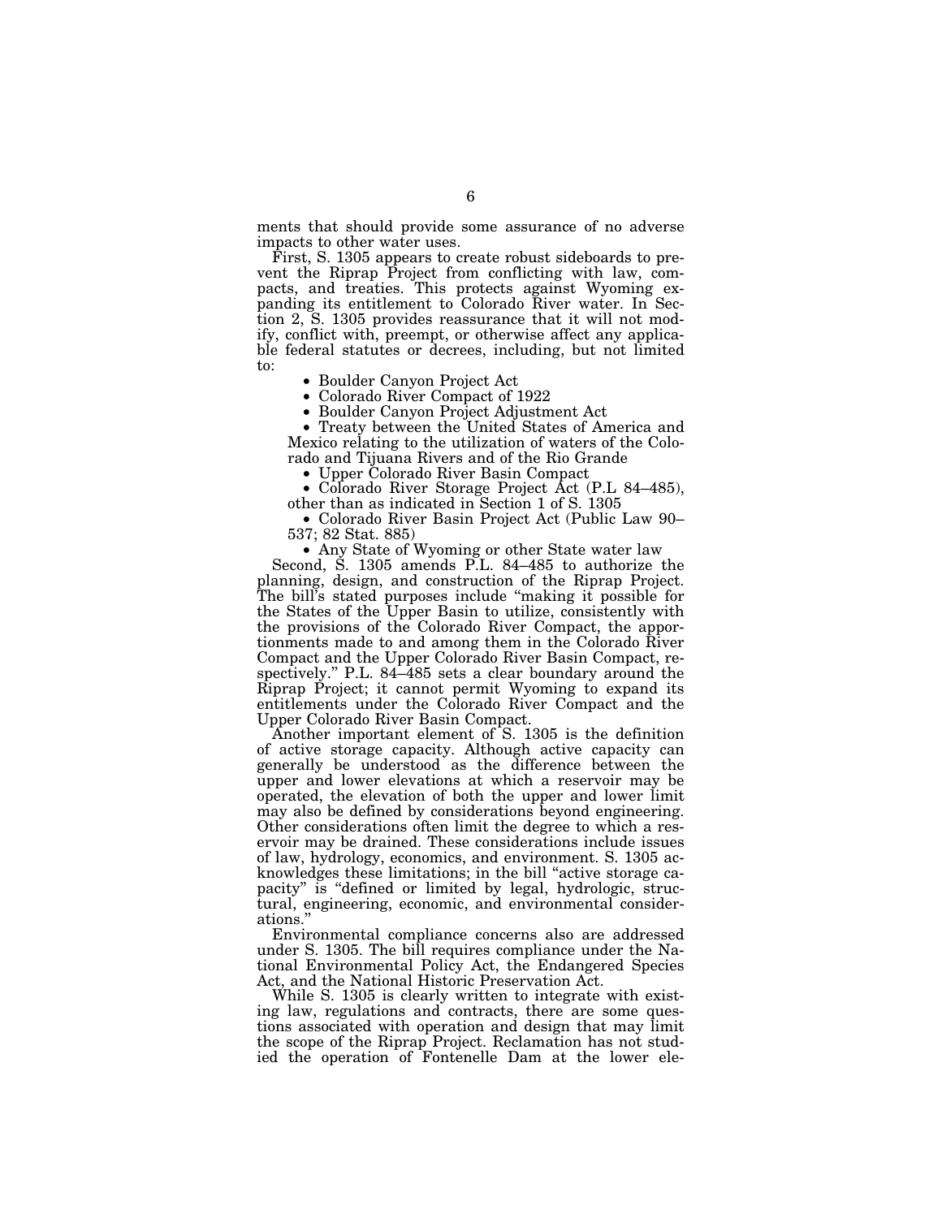ments that should provide some assurance of no adverse impacts to other water uses.

First, S. 1305 appears to create robust sideboards to prevent the Riprap Project from conflicting with law, compacts, and treaties. This protects against Wyoming expanding its entitlement to Colorado River water. In Section 2, S. 1305 provides reassurance that it will not modify, conflict with, preempt, or otherwise affect any applicable federal statutes or decrees, including, but not limited to:

- Boulder Canyon Project Act
- Colorado River Compact of 1922
- Boulder Canyon Project Adjustment Act
- Treaty between the United States of America and Mexico relating to the utilization of waters of the Colorado and Tijuana Rivers and of the Rio Grande
- Upper Colorado River Basin Compact
- Colorado River Storage Project Act (P.L 84–485), other than as indicated in Section 1 of S. 1305
- Colorado River Basin Project Act (Public Law 90–537; 82 Stat. 885)
- Any State of Wyoming or other State water law

Second, S. 1305 amends P.L. 84–485 to authorize the planning, design, and construction of the Riprap Project. The bill's stated purposes include "making it possible for the States of the Upper Basin to utilize, consistently with the provisions of the Colorado River Compact, the apportionments made to and among them in the Colorado River Compact and the Upper Colorado River Basin Compact, respectively." P.L. 84–485 sets a clear boundary around the Riprap Project; it cannot permit Wyoming to expand its entitlements under the Colorado River Compact and the Upper Colorado River Basin Compact.

Another important element of S. 1305 is the definition of active storage capacity. Although active capacity can generally be understood as the difference between the upper and lower elevations at which a reservoir may be operated, the elevation of both the upper and lower limit may also be defined by considerations beyond engineering. Other considerations often limit the degree to which a reservoir may be drained. These considerations include issues of law, hydrology, economics, and environment. S. 1305 acknowledges these limitations; in the bill "active storage capacity" is "defined or limited by legal, hydrologic, structural, engineering, economic, and environmental considerations."

Environmental compliance concerns also are addressed under S. 1305. The bill requires compliance under the National Environmental Policy Act, the Endangered Species Act, and the National Historic Preservation Act.

While S. 1305 is clearly written to integrate with existing law, regulations and contracts, there are some questions associated with operation and design that may limit the scope of the Riprap Project. Reclamation has not studied the operation of Fontenelle Dam at the lower ele-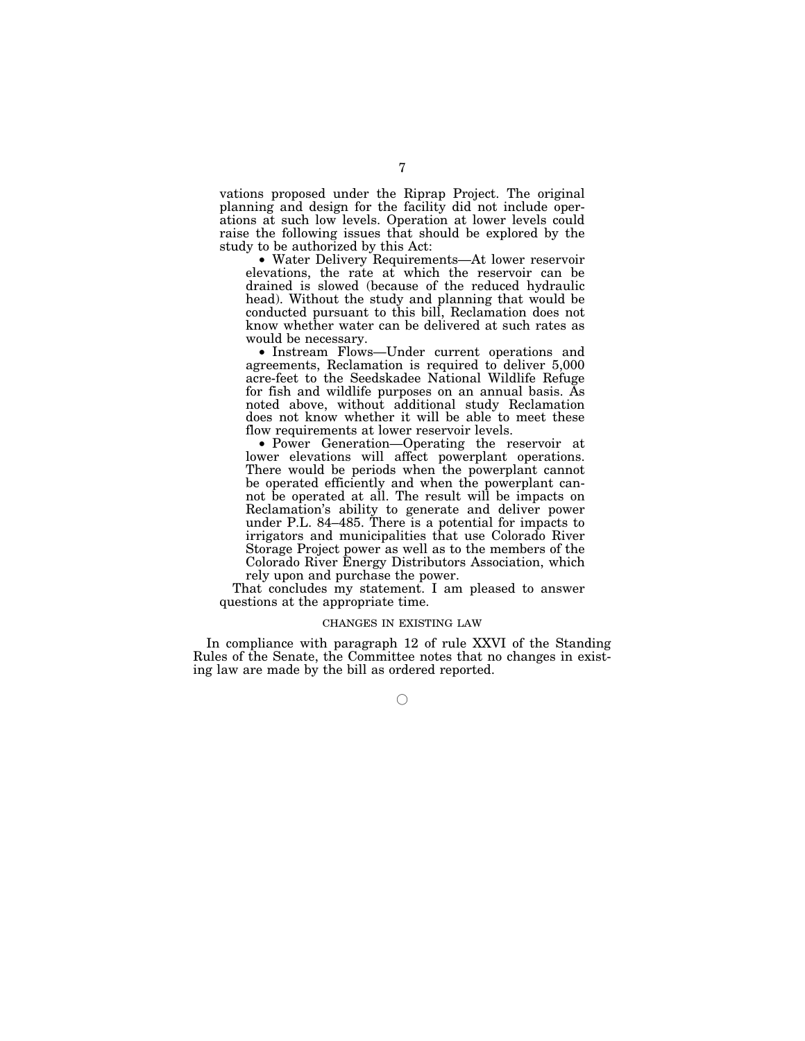vations proposed under the Riprap Project. The original planning and design for the facility did not include operations at such low levels. Operation at lower levels could raise the following issues that should be explored by the study to be authorized by this Act:

- Water Delivery Requirements—At lower reservoir elevations, the rate at which the reservoir can be drained is slowed (because of the reduced hydraulic head). Without the study and planning that would be conducted pursuant to this bill, Reclamation does not know whether water can be delivered at such rates as would be necessary.
- Instream Flows—Under current operations and agreements, Reclamation is required to deliver 5,000 acre-feet to the Seedskadee National Wildlife Refuge for fish and wildlife purposes on an annual basis. As noted above, without additional study Reclamation does not know whether it will be able to meet these flow requirements at lower reservoir levels.
- Power Generation—Operating the reservoir at lower elevations will affect powerplant operations. There would be periods when the powerplant cannot be operated efficiently and when the powerplant cannot be operated at all. The result will be impacts on Reclamation's ability to generate and deliver power under P.L. 84–485. There is a potential for impacts to irrigators and municipalities that use Colorado River Storage Project power as well as to the members of the Colorado River Energy Distributors Association, which rely upon and purchase the power.

That concludes my statement. I am pleased to answer questions at the appropriate time.

## CHANGES IN EXISTING LAW

In compliance with paragraph 12 of rule XXVI of the Standing Rules of the Senate, the Committee notes that no changes in existing law are made by the bill as ordered reported.